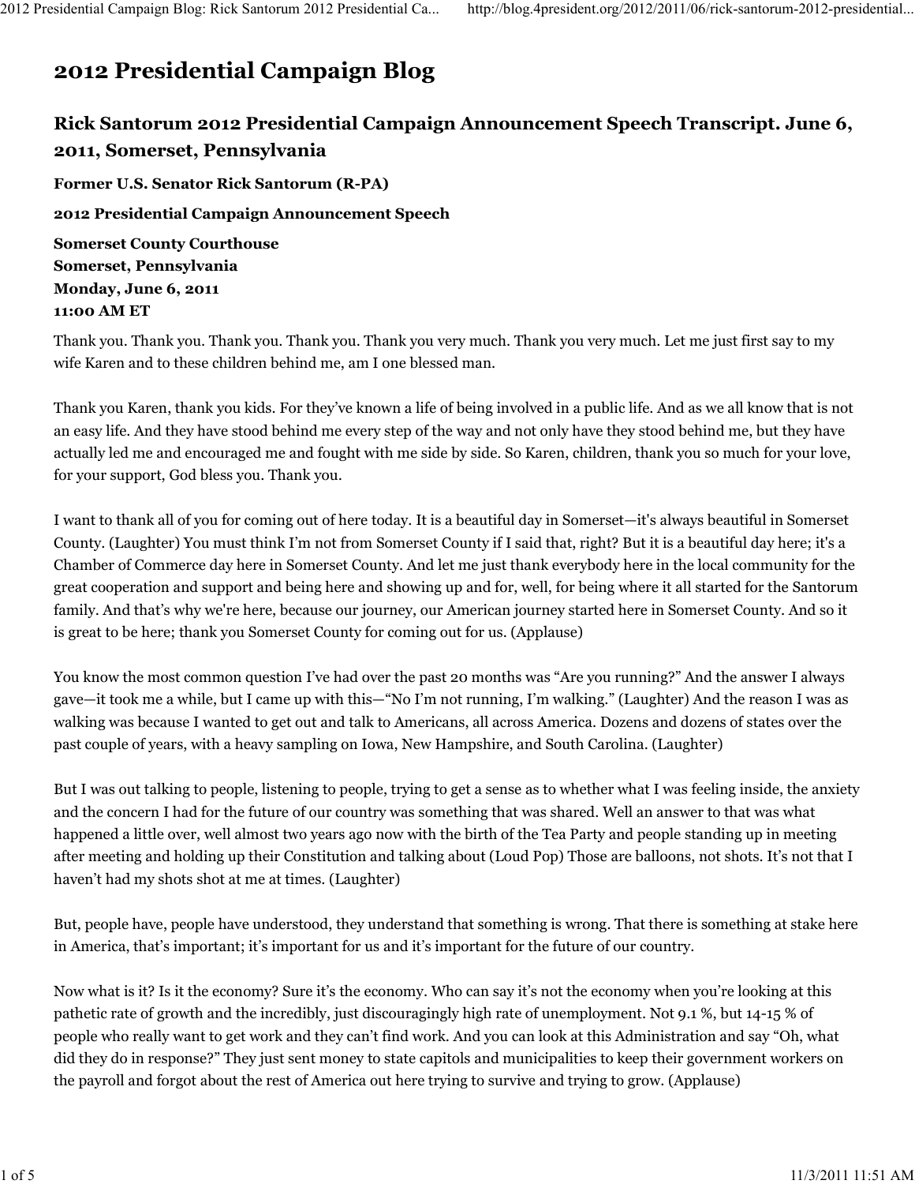# 2012 Presidential Campaign Blog

## Rick Santorum 2012 Presidential Campaign Announcement Speech Transcript. June 6, 2011, Somerset, Pennsylvania

**Former U.S. Senator Rick Santorum (R-PA)**

**2012 Presidential Campaign Announcement Speech**

**Somerset County Courthouse**
**Somerset, Pennsylvania**
**Monday, June 6, 2011**
**11:00 AM ET**

Thank you. Thank you. Thank you. Thank you. Thank you very much. Thank you very much. Let me just first say to my wife Karen and to these children behind me, am I one blessed man.

Thank you Karen, thank you kids. For they've known a life of being involved in a public life. And as we all know that is not an easy life. And they have stood behind me every step of the way and not only have they stood behind me, but they have actually led me and encouraged me and fought with me side by side. So Karen, children, thank you so much for your love, for your support, God bless you. Thank you.

I want to thank all of you for coming out of here today. It is a beautiful day in Somerset—it's always beautiful in Somerset County. (Laughter) You must think I'm not from Somerset County if I said that, right? But it is a beautiful day here; it's a Chamber of Commerce day here in Somerset County. And let me just thank everybody here in the local community for the great cooperation and support and being here and showing up and for, well, for being where it all started for the Santorum family. And that's why we're here, because our journey, our American journey started here in Somerset County. And so it is great to be here; thank you Somerset County for coming out for us. (Applause)

You know the most common question I've had over the past 20 months was "Are you running?" And the answer I always gave—it took me a while, but I came up with this—"No I'm not running, I'm walking." (Laughter) And the reason I was as walking was because I wanted to get out and talk to Americans, all across America. Dozens and dozens of states over the past couple of years, with a heavy sampling on Iowa, New Hampshire, and South Carolina. (Laughter)

But I was out talking to people, listening to people, trying to get a sense as to whether what I was feeling inside, the anxiety and the concern I had for the future of our country was something that was shared. Well an answer to that was what happened a little over, well almost two years ago now with the birth of the Tea Party and people standing up in meeting after meeting and holding up their Constitution and talking about (Loud Pop) Those are balloons, not shots. It's not that I haven't had my shots shot at me at times. (Laughter)

But, people have, people have understood, they understand that something is wrong. That there is something at stake here in America, that's important; it's important for us and it's important for the future of our country.

Now what is it? Is it the economy? Sure it's the economy. Who can say it's not the economy when you're looking at this pathetic rate of growth and the incredibly, just discouragingly high rate of unemployment. Not 9.1 %, but 14-15 % of people who really want to get work and they can't find work. And you can look at this Administration and say "Oh, what did they do in response?" They just sent money to state capitols and municipalities to keep their government workers on the payroll and forgot about the rest of America out here trying to survive and trying to grow. (Applause)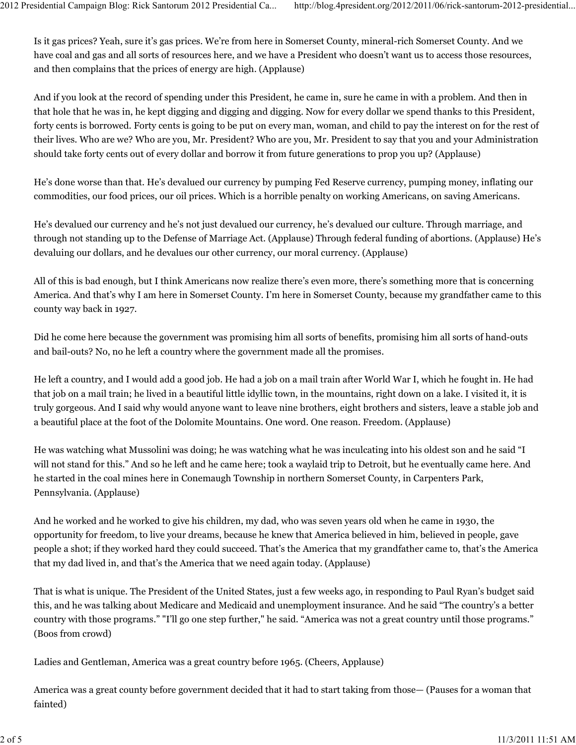Is it gas prices? Yeah, sure it's gas prices. We're from here in Somerset County, mineral-rich Somerset County. And we have coal and gas and all sorts of resources here, and we have a President who doesn't want us to access those resources, and then complains that the prices of energy are high. (Applause)

And if you look at the record of spending under this President, he came in, sure he came in with a problem. And then in that hole that he was in, he kept digging and digging and digging. Now for every dollar we spend thanks to this President, forty cents is borrowed. Forty cents is going to be put on every man, woman, and child to pay the interest on for the rest of their lives. Who are we? Who are you, Mr. President? Who are you, Mr. President to say that you and your Administration should take forty cents out of every dollar and borrow it from future generations to prop you up? (Applause)

He's done worse than that. He's devalued our currency by pumping Fed Reserve currency, pumping money, inflating our commodities, our food prices, our oil prices. Which is a horrible penalty on working Americans, on saving Americans.

He's devalued our currency and he's not just devalued our currency, he's devalued our culture. Through marriage, and through not standing up to the Defense of Marriage Act. (Applause) Through federal funding of abortions. (Applause) He's devaluing our dollars, and he devalues our other currency, our moral currency. (Applause)

All of this is bad enough, but I think Americans now realize there's even more, there's something more that is concerning America. And that's why I am here in Somerset County. I'm here in Somerset County, because my grandfather came to this county way back in 1927.

Did he come here because the government was promising him all sorts of benefits, promising him all sorts of hand-outs and bail-outs? No, no he left a country where the government made all the promises.

He left a country, and I would add a good job. He had a job on a mail train after World War I, which he fought in. He had that job on a mail train; he lived in a beautiful little idyllic town, in the mountains, right down on a lake. I visited it, it is truly gorgeous. And I said why would anyone want to leave nine brothers, eight brothers and sisters, leave a stable job and a beautiful place at the foot of the Dolomite Mountains. One word. One reason. Freedom. (Applause)

He was watching what Mussolini was doing; he was watching what he was inculcating into his oldest son and he said "I will not stand for this." And so he left and he came here; took a waylaid trip to Detroit, but he eventually came here. And he started in the coal mines here in Conemaugh Township in northern Somerset County, in Carpenters Park, Pennsylvania. (Applause)

And he worked and he worked to give his children, my dad, who was seven years old when he came in 1930, the opportunity for freedom, to live your dreams, because he knew that America believed in him, believed in people, gave people a shot; if they worked hard they could succeed. That's the America that my grandfather came to, that's the America that my dad lived in, and that's the America that we need again today. (Applause)

That is what is unique. The President of the United States, just a few weeks ago, in responding to Paul Ryan's budget said this, and he was talking about Medicare and Medicaid and unemployment insurance. And he said "The country's a better country with those programs." "I'll go one step further," he said. "America was not a great country until those programs." (Boos from crowd)

Ladies and Gentleman, America was a great country before 1965. (Cheers, Applause)

America was a great county before government decided that it had to start taking from those— (Pauses for a woman that fainted)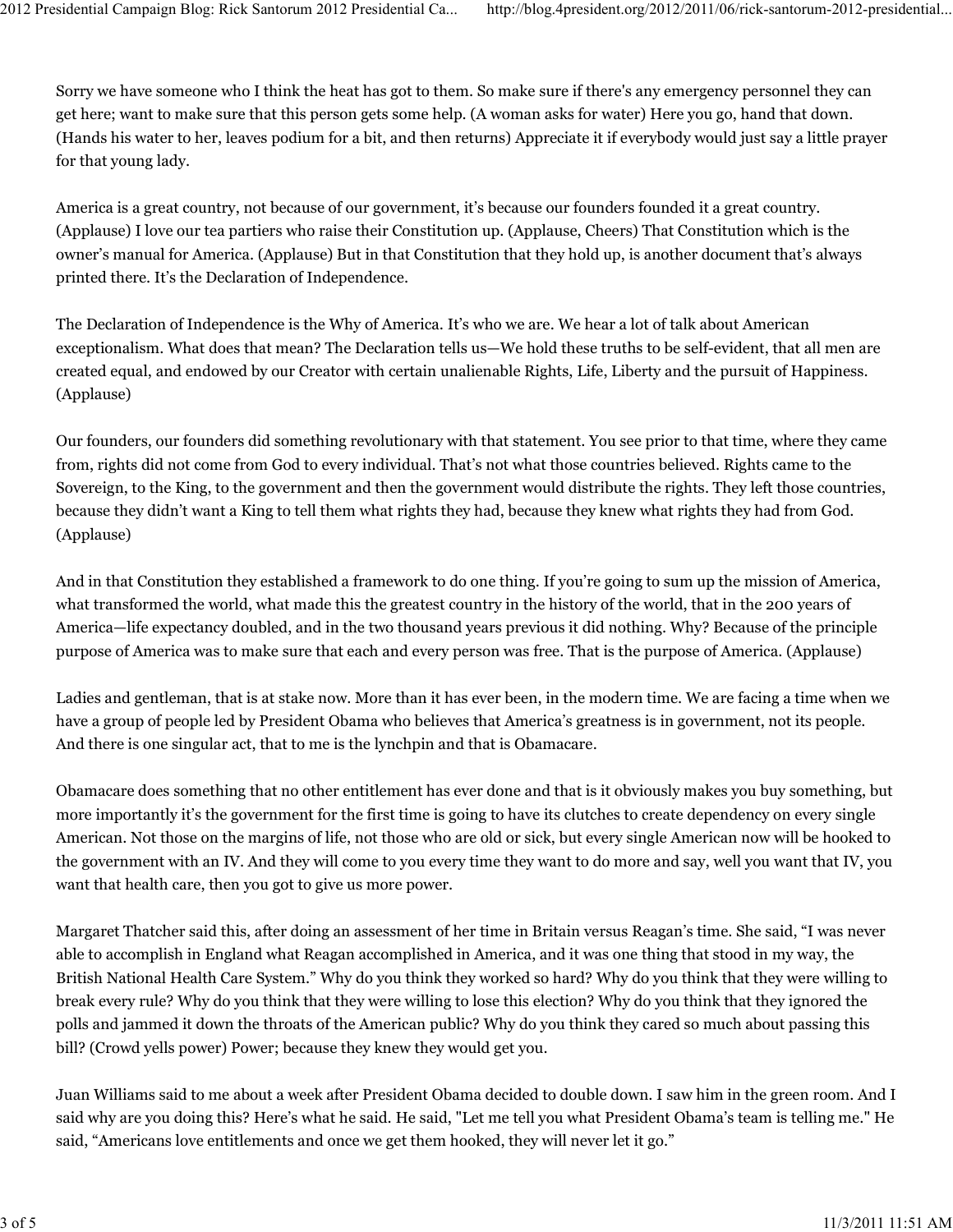Sorry we have someone who I think the heat has got to them. So make sure if there's any emergency personnel they can get here; want to make sure that this person gets some help. (A woman asks for water) Here you go, hand that down. (Hands his water to her, leaves podium for a bit, and then returns) Appreciate it if everybody would just say a little prayer for that young lady.

America is a great country, not because of our government, it's because our founders founded it a great country. (Applause) I love our tea partiers who raise their Constitution up. (Applause, Cheers) That Constitution which is the owner's manual for America. (Applause) But in that Constitution that they hold up, is another document that's always printed there. It's the Declaration of Independence.

The Declaration of Independence is the Why of America. It's who we are. We hear a lot of talk about American exceptionalism. What does that mean? The Declaration tells us—We hold these truths to be self-evident, that all men are created equal, and endowed by our Creator with certain unalienable Rights, Life, Liberty and the pursuit of Happiness. (Applause)

Our founders, our founders did something revolutionary with that statement. You see prior to that time, where they came from, rights did not come from God to every individual. That's not what those countries believed. Rights came to the Sovereign, to the King, to the government and then the government would distribute the rights. They left those countries, because they didn't want a King to tell them what rights they had, because they knew what rights they had from God. (Applause)

And in that Constitution they established a framework to do one thing. If you're going to sum up the mission of America, what transformed the world, what made this the greatest country in the history of the world, that in the 200 years of America—life expectancy doubled, and in the two thousand years previous it did nothing. Why? Because of the principle purpose of America was to make sure that each and every person was free. That is the purpose of America. (Applause)

Ladies and gentleman, that is at stake now. More than it has ever been, in the modern time. We are facing a time when we have a group of people led by President Obama who believes that America's greatness is in government, not its people. And there is one singular act, that to me is the lynchpin and that is Obamacare.

Obamacare does something that no other entitlement has ever done and that is it obviously makes you buy something, but more importantly it's the government for the first time is going to have its clutches to create dependency on every single American. Not those on the margins of life, not those who are old or sick, but every single American now will be hooked to the government with an IV. And they will come to you every time they want to do more and say, well you want that IV, you want that health care, then you got to give us more power.

Margaret Thatcher said this, after doing an assessment of her time in Britain versus Reagan's time. She said, "I was never able to accomplish in England what Reagan accomplished in America, and it was one thing that stood in my way, the British National Health Care System." Why do you think they worked so hard? Why do you think that they were willing to break every rule? Why do you think that they were willing to lose this election? Why do you think that they ignored the polls and jammed it down the throats of the American public? Why do you think they cared so much about passing this bill? (Crowd yells power) Power; because they knew they would get you.

Juan Williams said to me about a week after President Obama decided to double down. I saw him in the green room. And I said why are you doing this? Here's what he said. He said, "Let me tell you what President Obama's team is telling me." He said, "Americans love entitlements and once we get them hooked, they will never let it go."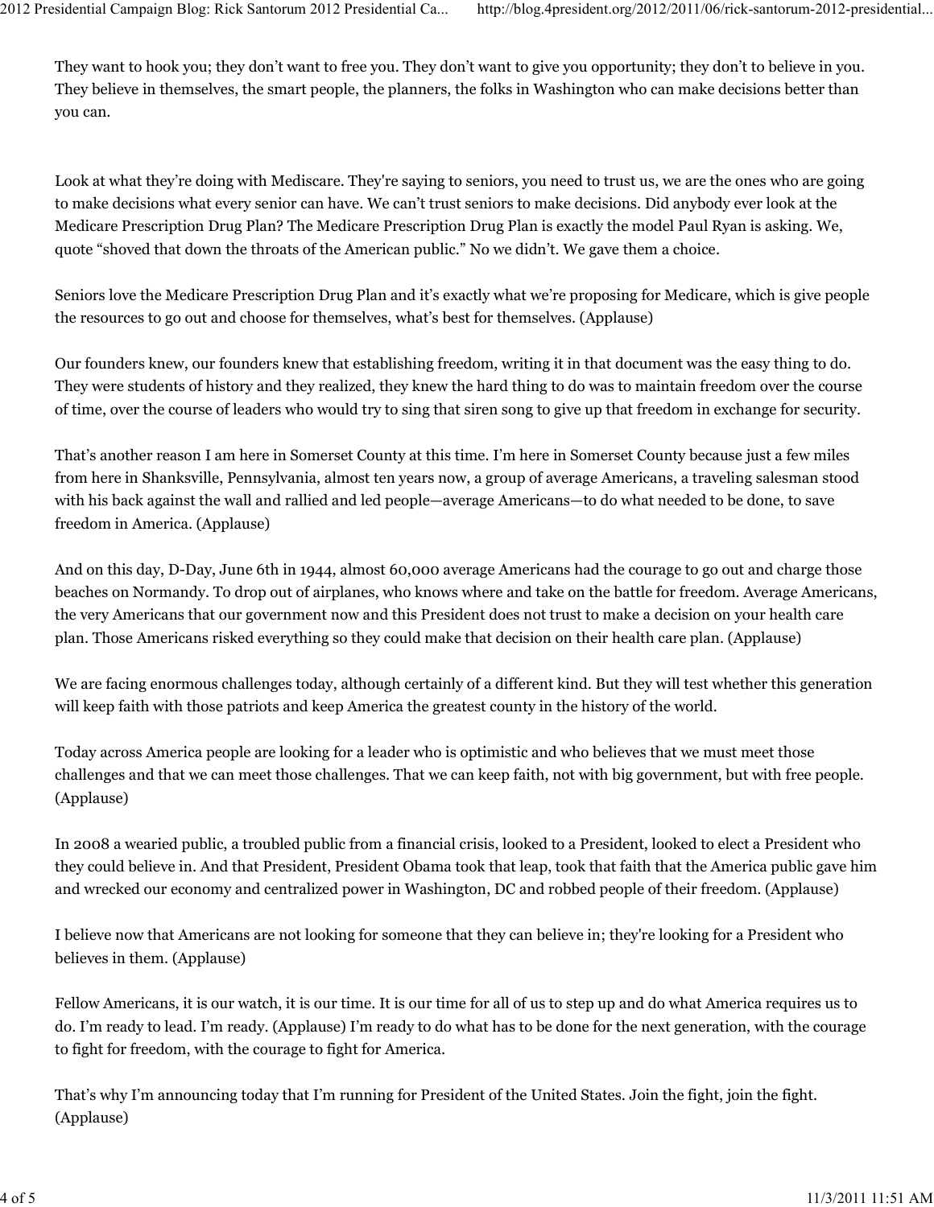They want to hook you; they don't want to free you. They don't want to give you opportunity; they don't to believe in you. They believe in themselves, the smart people, the planners, the folks in Washington who can make decisions better than you can.

Look at what they're doing with Mediscare. They're saying to seniors, you need to trust us, we are the ones who are going to make decisions what every senior can have. We can't trust seniors to make decisions. Did anybody ever look at the Medicare Prescription Drug Plan? The Medicare Prescription Drug Plan is exactly the model Paul Ryan is asking. We, quote "shoved that down the throats of the American public." No we didn't. We gave them a choice.

Seniors love the Medicare Prescription Drug Plan and it's exactly what we're proposing for Medicare, which is give people the resources to go out and choose for themselves, what's best for themselves. (Applause)

Our founders knew, our founders knew that establishing freedom, writing it in that document was the easy thing to do. They were students of history and they realized, they knew the hard thing to do was to maintain freedom over the course of time, over the course of leaders who would try to sing that siren song to give up that freedom in exchange for security.

That's another reason I am here in Somerset County at this time. I'm here in Somerset County because just a few miles from here in Shanksville, Pennsylvania, almost ten years now, a group of average Americans, a traveling salesman stood with his back against the wall and rallied and led people—average Americans—to do what needed to be done, to save freedom in America. (Applause)

And on this day, D-Day, June 6th in 1944, almost 60,000 average Americans had the courage to go out and charge those beaches on Normandy. To drop out of airplanes, who knows where and take on the battle for freedom. Average Americans, the very Americans that our government now and this President does not trust to make a decision on your health care plan. Those Americans risked everything so they could make that decision on their health care plan. (Applause)

We are facing enormous challenges today, although certainly of a different kind. But they will test whether this generation will keep faith with those patriots and keep America the greatest county in the history of the world.

Today across America people are looking for a leader who is optimistic and who believes that we must meet those challenges and that we can meet those challenges. That we can keep faith, not with big government, but with free people. (Applause)

In 2008 a wearied public, a troubled public from a financial crisis, looked to a President, looked to elect a President who they could believe in. And that President, President Obama took that leap, took that faith that the America public gave him and wrecked our economy and centralized power in Washington, DC and robbed people of their freedom. (Applause)

I believe now that Americans are not looking for someone that they can believe in; they're looking for a President who believes in them. (Applause)

Fellow Americans, it is our watch, it is our time. It is our time for all of us to step up and do what America requires us to do. I'm ready to lead. I'm ready. (Applause) I'm ready to do what has to be done for the next generation, with the courage to fight for freedom, with the courage to fight for America.

That's why I'm announcing today that I'm running for President of the United States. Join the fight, join the fight. (Applause)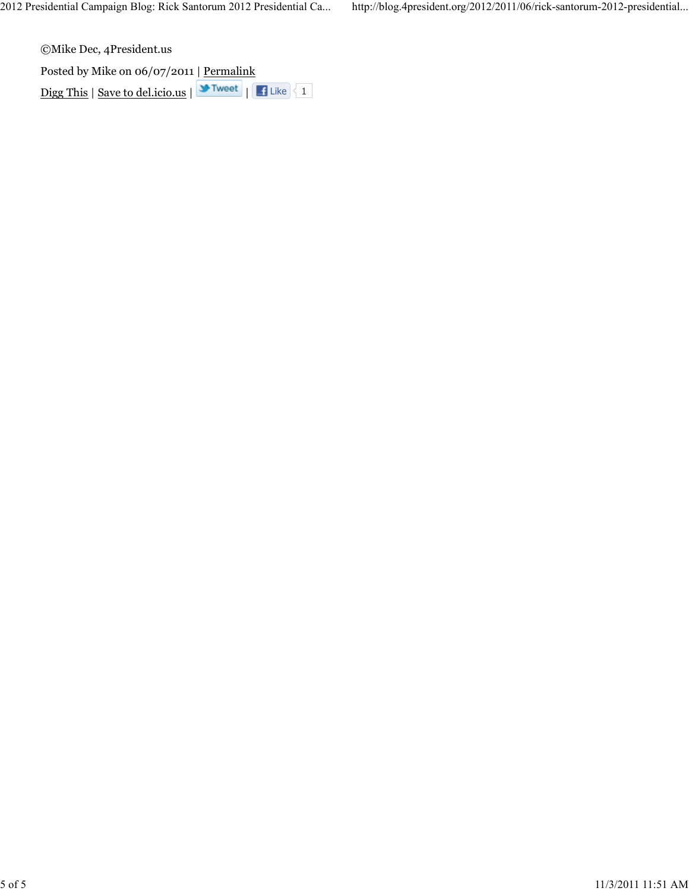©Mike Dec, 4President.us

Posted by Mike on 06/07/2011 | Permalink

Digg This | Save to del.icio.us | Tweet | Like 1